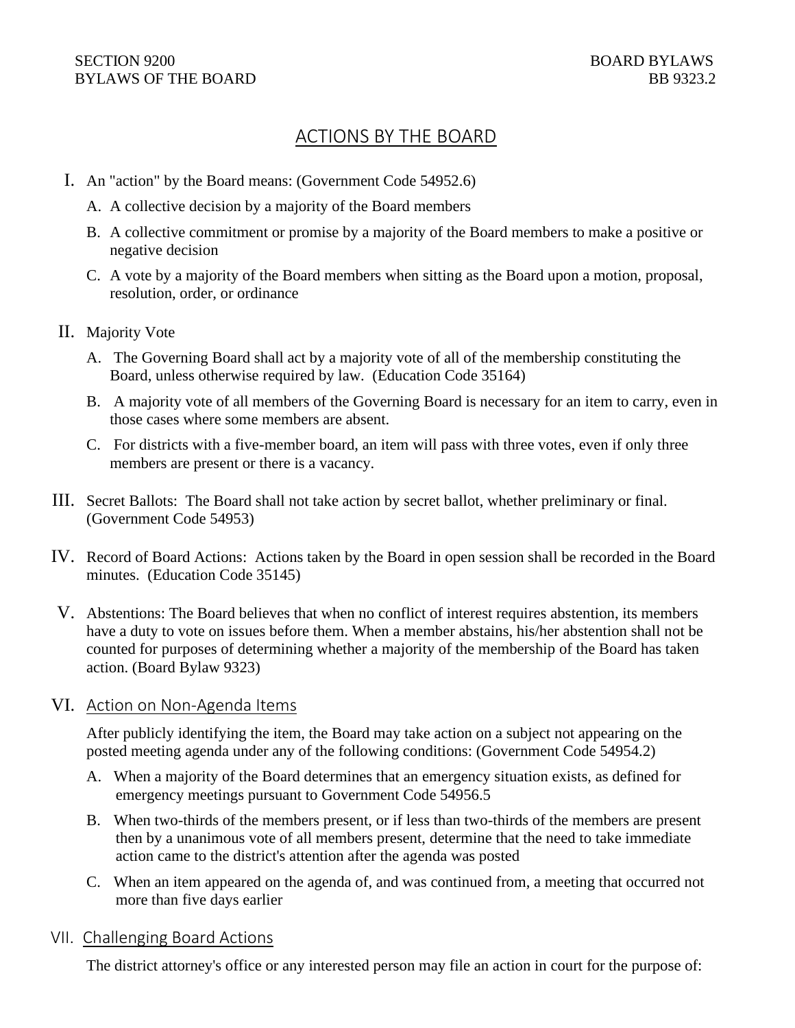SECTION 9200 BOARD BYLAWS
BYLAWS OF THE BOARD BB 9323.2

# ACTIONS BY THE BOARD

I. An "action" by the Board means: (Government Code 54952.6)

   A. A collective decision by a majority of the Board members

   B. A collective commitment or promise by a majority of the Board members to make a positive or negative decision

   C. A vote by a majority of the Board members when sitting as the Board upon a motion, proposal, resolution, order, or ordinance

II. Majority Vote

   A. The Governing Board shall act by a majority vote of all of the membership constituting the Board, unless otherwise required by law. (Education Code 35164)

   B. A majority vote of all members of the Governing Board is necessary for an item to carry, even in those cases where some members are absent.

   C. For districts with a five-member board, an item will pass with three votes, even if only three members are present or there is a vacancy.

III. Secret Ballots: The Board shall not take action by secret ballot, whether preliminary or final. (Government Code 54953)

IV. Record of Board Actions: Actions taken by the Board in open session shall be recorded in the Board minutes. (Education Code 35145)

V. Abstentions: The Board believes that when no conflict of interest requires abstention, its members have a duty to vote on issues before them. When a member abstains, his/her abstention shall not be counted for purposes of determining whether a majority of the membership of the Board has taken action. (Board Bylaw 9323)

## VI. Action on Non-Agenda Items

After publicly identifying the item, the Board may take action on a subject not appearing on the posted meeting agenda under any of the following conditions: (Government Code 54954.2)

   A. When a majority of the Board determines that an emergency situation exists, as defined for emergency meetings pursuant to Government Code 54956.5

   B. When two-thirds of the members present, or if less than two-thirds of the members are present then by a unanimous vote of all members present, determine that the need to take immediate action came to the district's attention after the agenda was posted

   C. When an item appeared on the agenda of, and was continued from, a meeting that occurred not more than five days earlier

## VII. Challenging Board Actions

The district attorney's office or any interested person may file an action in court for the purpose of: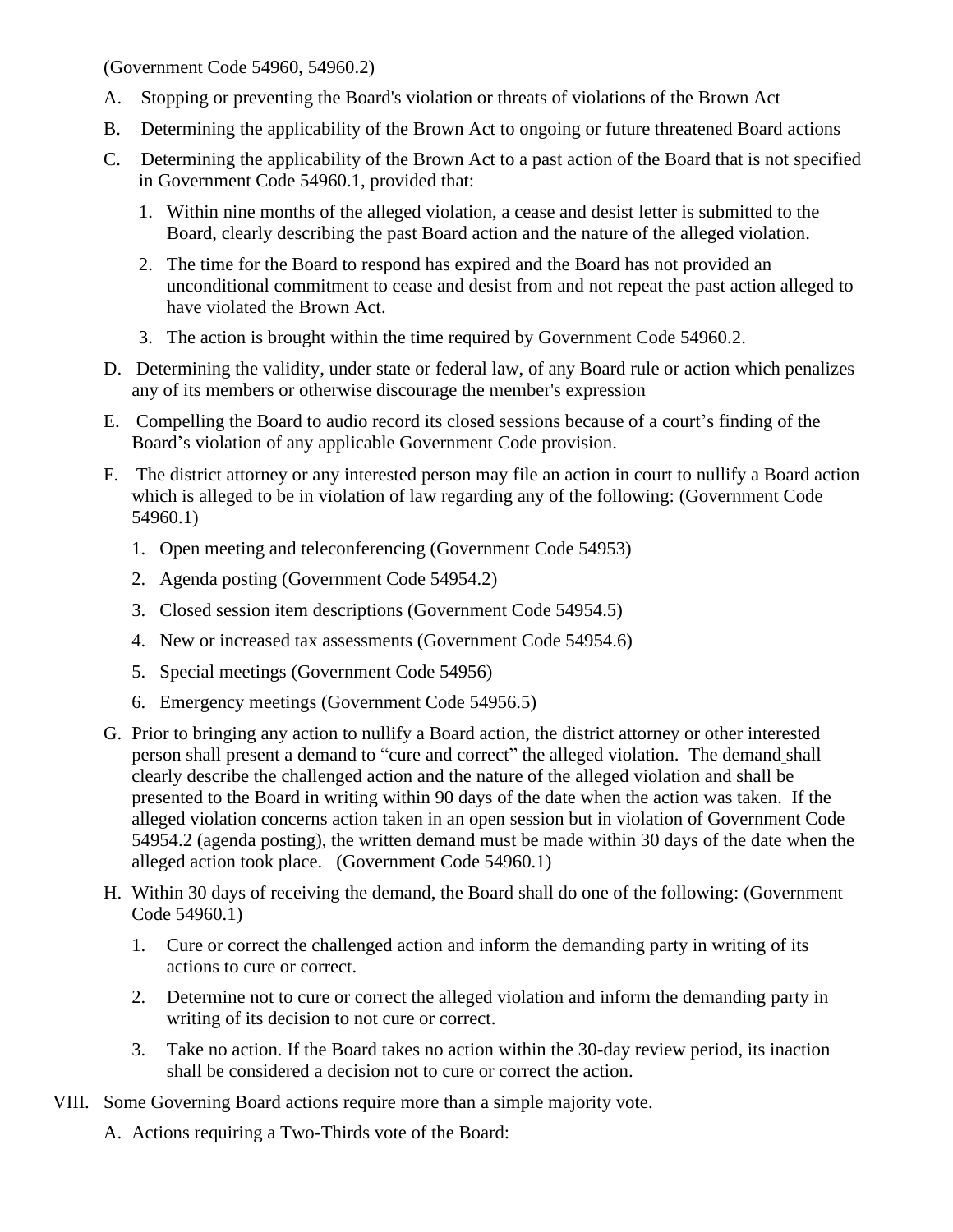(Government Code 54960, 54960.2)

A. Stopping or preventing the Board's violation or threats of violations of the Brown Act

B. Determining the applicability of the Brown Act to ongoing or future threatened Board actions

C. Determining the applicability of the Brown Act to a past action of the Board that is not specified in Government Code 54960.1, provided that:

   1. Within nine months of the alleged violation, a cease and desist letter is submitted to the Board, clearly describing the past Board action and the nature of the alleged violation.

   2. The time for the Board to respond has expired and the Board has not provided an unconditional commitment to cease and desist from and not repeat the past action alleged to have violated the Brown Act.

   3. The action is brought within the time required by Government Code 54960.2.

D. Determining the validity, under state or federal law, of any Board rule or action which penalizes any of its members or otherwise discourage the member's expression

E. Compelling the Board to audio record its closed sessions because of a court's finding of the Board's violation of any applicable Government Code provision.

F. The district attorney or any interested person may file an action in court to nullify a Board action which is alleged to be in violation of law regarding any of the following: (Government Code 54960.1)

   1. Open meeting and teleconferencing (Government Code 54953)

   2. Agenda posting (Government Code 54954.2)

   3. Closed session item descriptions (Government Code 54954.5)

   4. New or increased tax assessments (Government Code 54954.6)

   5. Special meetings (Government Code 54956)

   6. Emergency meetings (Government Code 54956.5)

G. Prior to bringing any action to nullify a Board action, the district attorney or other interested person shall present a demand to "cure and correct" the alleged violation. The demand shall clearly describe the challenged action and the nature of the alleged violation and shall be presented to the Board in writing within 90 days of the date when the action was taken. If the alleged violation concerns action taken in an open session but in violation of Government Code 54954.2 (agenda posting), the written demand must be made within 30 days of the date when the alleged action took place. (Government Code 54960.1)

H. Within 30 days of receiving the demand, the Board shall do one of the following: (Government Code 54960.1)

   1. Cure or correct the challenged action and inform the demanding party in writing of its actions to cure or correct.

   2. Determine not to cure or correct the alleged violation and inform the demanding party in writing of its decision to not cure or correct.

   3. Take no action. If the Board takes no action within the 30-day review period, its inaction shall be considered a decision not to cure or correct the action.

VIII. Some Governing Board actions require more than a simple majority vote.

A. Actions requiring a Two-Thirds vote of the Board: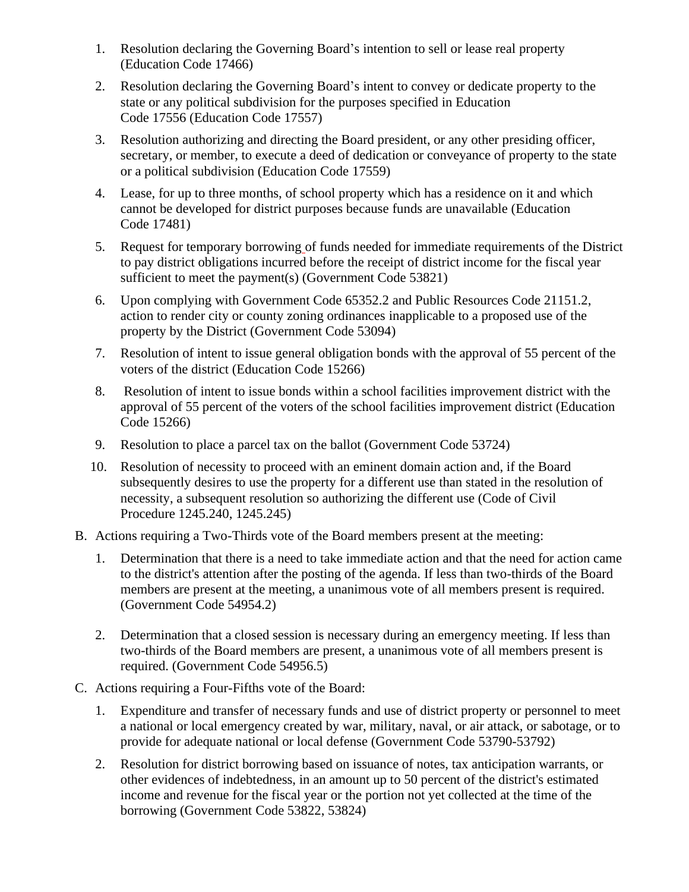1. Resolution declaring the Governing Board's intention to sell or lease real property (Education Code 17466)
2. Resolution declaring the Governing Board's intent to convey or dedicate property to the state or any political subdivision for the purposes specified in Education Code 17556 (Education Code 17557)
3. Resolution authorizing and directing the Board president, or any other presiding officer, secretary, or member, to execute a deed of dedication or conveyance of property to the state or a political subdivision (Education Code 17559)
4. Lease, for up to three months, of school property which has a residence on it and which cannot be developed for district purposes because funds are unavailable (Education Code 17481)
5. Request for temporary borrowing of funds needed for immediate requirements of the District to pay district obligations incurred before the receipt of district income for the fiscal year sufficient to meet the payment(s) (Government Code 53821)
6. Upon complying with Government Code 65352.2 and Public Resources Code 21151.2, action to render city or county zoning ordinances inapplicable to a proposed use of the property by the District (Government Code 53094)
7. Resolution of intent to issue general obligation bonds with the approval of 55 percent of the voters of the district (Education Code 15266)
8. Resolution of intent to issue bonds within a school facilities improvement district with the approval of 55 percent of the voters of the school facilities improvement district (Education Code 15266)
9. Resolution to place a parcel tax on the ballot (Government Code 53724)
10. Resolution of necessity to proceed with an eminent domain action and, if the Board subsequently desires to use the property for a different use than stated in the resolution of necessity, a subsequent resolution so authorizing the different use (Code of Civil Procedure 1245.240, 1245.245)

B. Actions requiring a Two-Thirds vote of the Board members present at the meeting:

1. Determination that there is a need to take immediate action and that the need for action came to the district's attention after the posting of the agenda. If less than two-thirds of the Board members are present at the meeting, a unanimous vote of all members present is required. (Government Code 54954.2)
2. Determination that a closed session is necessary during an emergency meeting. If less than two-thirds of the Board members are present, a unanimous vote of all members present is required. (Government Code 54956.5)

C. Actions requiring a Four-Fifths vote of the Board:

1. Expenditure and transfer of necessary funds and use of district property or personnel to meet a national or local emergency created by war, military, naval, or air attack, or sabotage, or to provide for adequate national or local defense (Government Code 53790-53792)
2. Resolution for district borrowing based on issuance of notes, tax anticipation warrants, or other evidences of indebtedness, in an amount up to 50 percent of the district's estimated income and revenue for the fiscal year or the portion not yet collected at the time of the borrowing (Government Code 53822, 53824)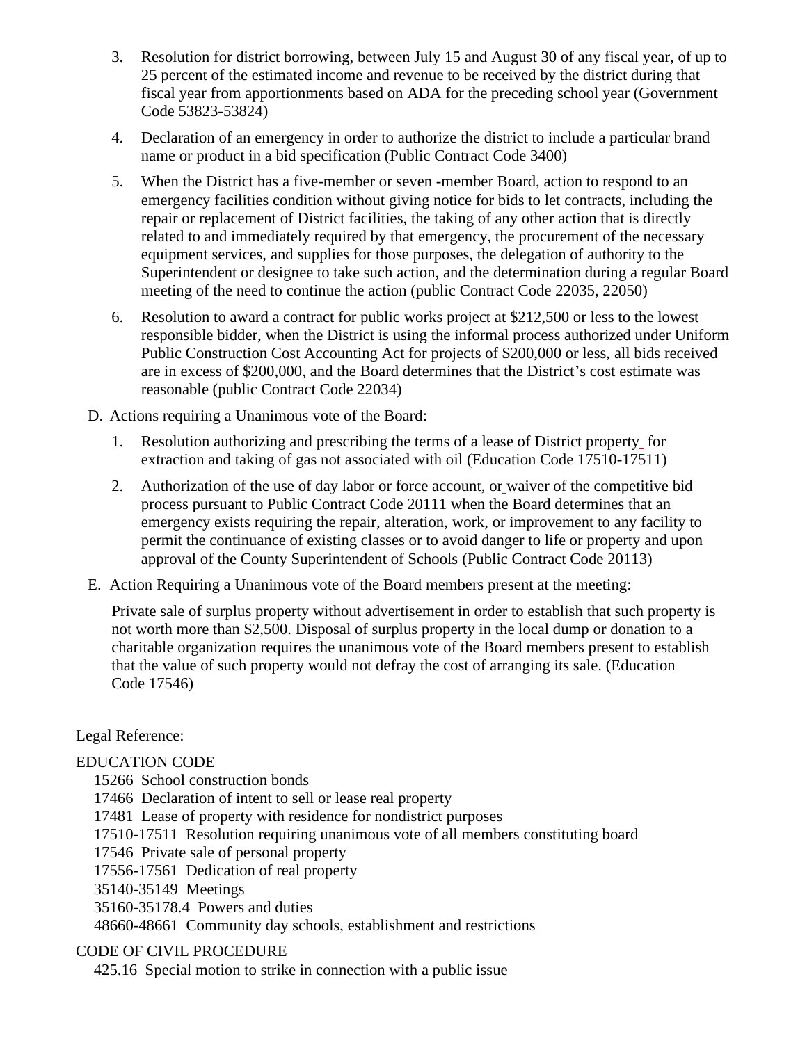3. Resolution for district borrowing, between July 15 and August 30 of any fiscal year, of up to 25 percent of the estimated income and revenue to be received by the district during that fiscal year from apportionments based on ADA for the preceding school year (Government Code 53823-53824)

4. Declaration of an emergency in order to authorize the district to include a particular brand name or product in a bid specification (Public Contract Code 3400)

5. When the District has a five-member or seven -member Board, action to respond to an emergency facilities condition without giving notice for bids to let contracts, including the repair or replacement of District facilities, the taking of any other action that is directly related to and immediately required by that emergency, the procurement of the necessary equipment services, and supplies for those purposes, the delegation of authority to the Superintendent or designee to take such action, and the determination during a regular Board meeting of the need to continue the action (public Contract Code 22035, 22050)

6. Resolution to award a contract for public works project at $212,500 or less to the lowest responsible bidder, when the District is using the informal process authorized under Uniform Public Construction Cost Accounting Act for projects of $200,000 or less, all bids received are in excess of $200,000, and the Board determines that the District's cost estimate was reasonable (public Contract Code 22034)

D. Actions requiring a Unanimous vote of the Board:

1. Resolution authorizing and prescribing the terms of a lease of District property for extraction and taking of gas not associated with oil (Education Code 17510-17511)

2. Authorization of the use of day labor or force account, or waiver of the competitive bid process pursuant to Public Contract Code 20111 when the Board determines that an emergency exists requiring the repair, alteration, work, or improvement to any facility to permit the continuance of existing classes or to avoid danger to life or property and upon approval of the County Superintendent of Schools (Public Contract Code 20113)

E. Action Requiring a Unanimous vote of the Board members present at the meeting:

Private sale of surplus property without advertisement in order to establish that such property is not worth more than $2,500. Disposal of surplus property in the local dump or donation to a charitable organization requires the unanimous vote of the Board members present to establish that the value of such property would not defray the cost of arranging its sale. (Education Code 17546)

Legal Reference:

EDUCATION CODE
- 15266 School construction bonds
- 17466 Declaration of intent to sell or lease real property
- 17481 Lease of property with residence for nondistrict purposes
- 17510-17511 Resolution requiring unanimous vote of all members constituting board
- 17546 Private sale of personal property
- 17556-17561 Dedication of real property
- 35140-35149 Meetings
- 35160-35178.4 Powers and duties
- 48660-48661 Community day schools, establishment and restrictions

CODE OF CIVIL PROCEDURE
- 425.16 Special motion to strike in connection with a public issue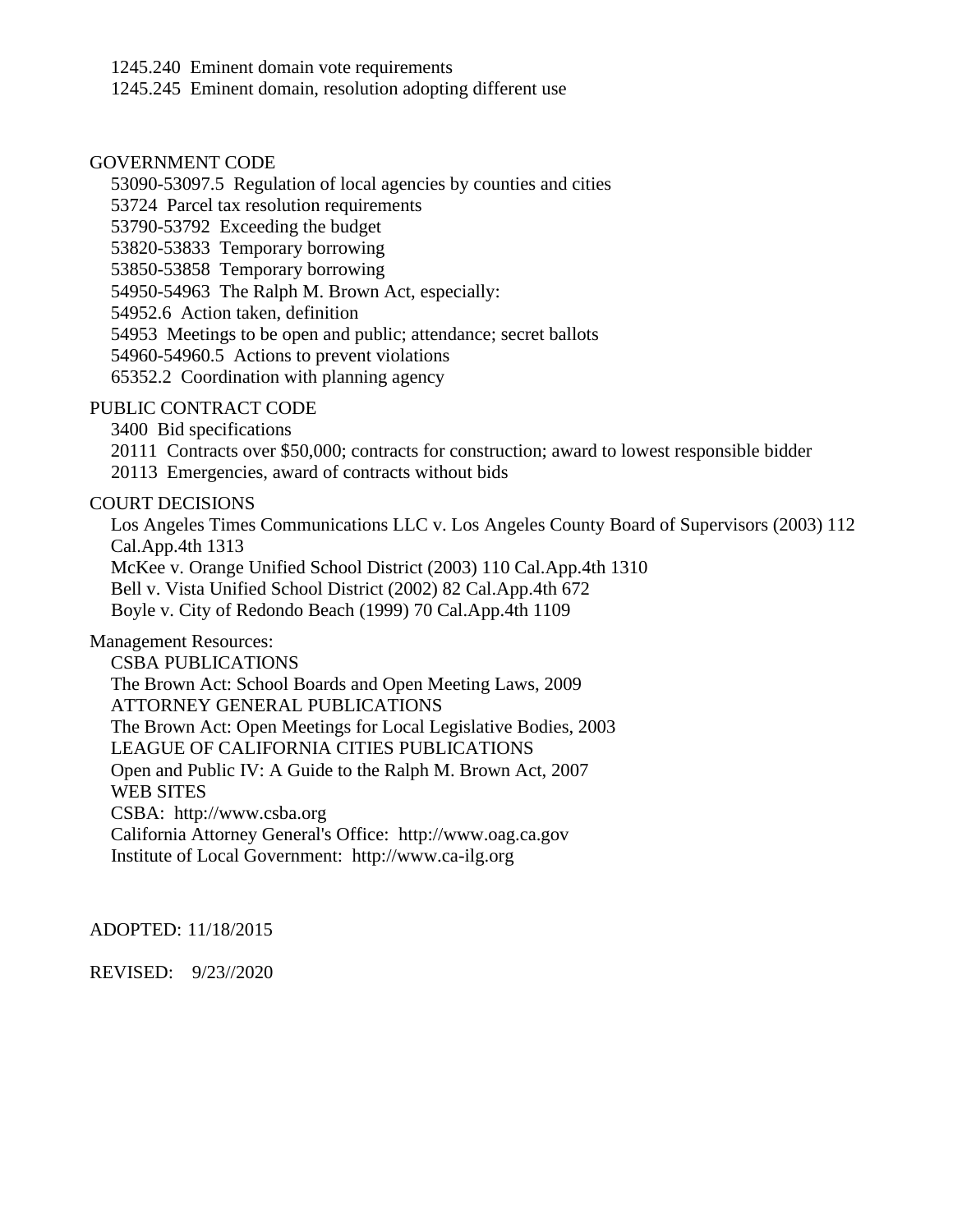1245.240 Eminent domain vote requirements

1245.245 Eminent domain, resolution adopting different use

GOVERNMENT CODE

53090-53097.5 Regulation of local agencies by counties and cities

53724 Parcel tax resolution requirements

53790-53792 Exceeding the budget

53820-53833 Temporary borrowing

53850-53858 Temporary borrowing

54950-54963 The Ralph M. Brown Act, especially:

54952.6 Action taken, definition

54953 Meetings to be open and public; attendance; secret ballots

54960-54960.5 Actions to prevent violations

65352.2 Coordination with planning agency

PUBLIC CONTRACT CODE

3400 Bid specifications

20111 Contracts over $50,000; contracts for construction; award to lowest responsible bidder

20113 Emergencies, award of contracts without bids

COURT DECISIONS

Los Angeles Times Communications LLC v. Los Angeles County Board of Supervisors (2003) 112 Cal.App.4th 1313

McKee v. Orange Unified School District (2003) 110 Cal.App.4th 1310

Bell v. Vista Unified School District (2002) 82 Cal.App.4th 672

Boyle v. City of Redondo Beach (1999) 70 Cal.App.4th 1109

Management Resources:

CSBA PUBLICATIONS

The Brown Act: School Boards and Open Meeting Laws, 2009

ATTORNEY GENERAL PUBLICATIONS

The Brown Act: Open Meetings for Local Legislative Bodies, 2003

LEAGUE OF CALIFORNIA CITIES PUBLICATIONS

Open and Public IV: A Guide to the Ralph M. Brown Act, 2007

WEB SITES

CSBA: http://www.csba.org

California Attorney General's Office: http://www.oag.ca.gov

Institute of Local Government: http://www.ca-ilg.org

ADOPTED: 11/18/2015

REVISED: 9/23//2020